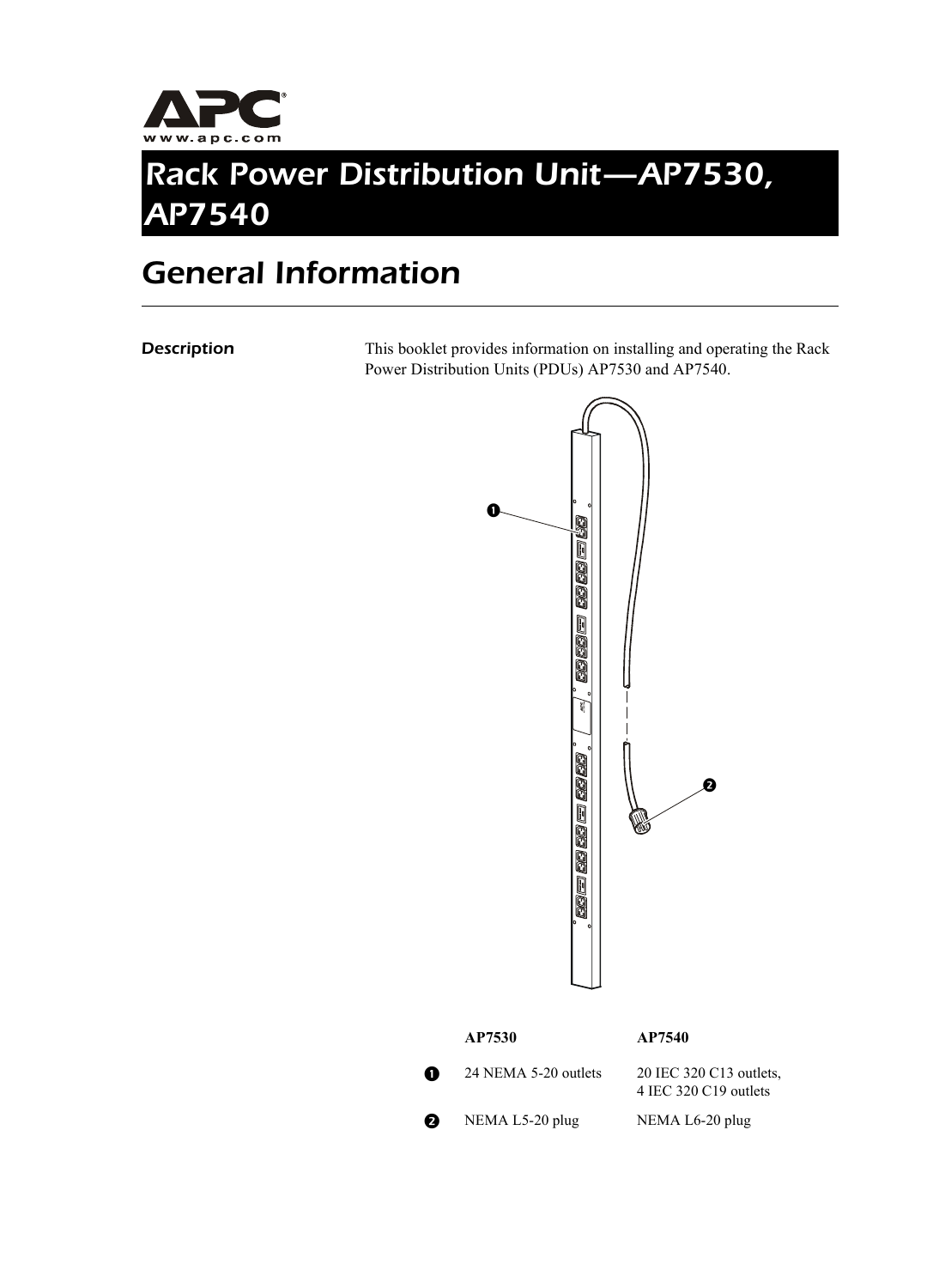APC
www.apc.com

# Rack Power Distribution Unit—AP7530, AP7540

## General Information

### Description

This booklet provides information on installing and operating the Rack Power Distribution Units (PDUs) AP7530 and AP7540.

| | AP7530 | AP7540 |
|---|---|---|
| ❶ | 24 NEMA 5-20 outlets | 20 IEC 320 C13 outlets, 4 IEC 320 C19 outlets |
| ❷ | NEMA L5-20 plug | NEMA L6-20 plug |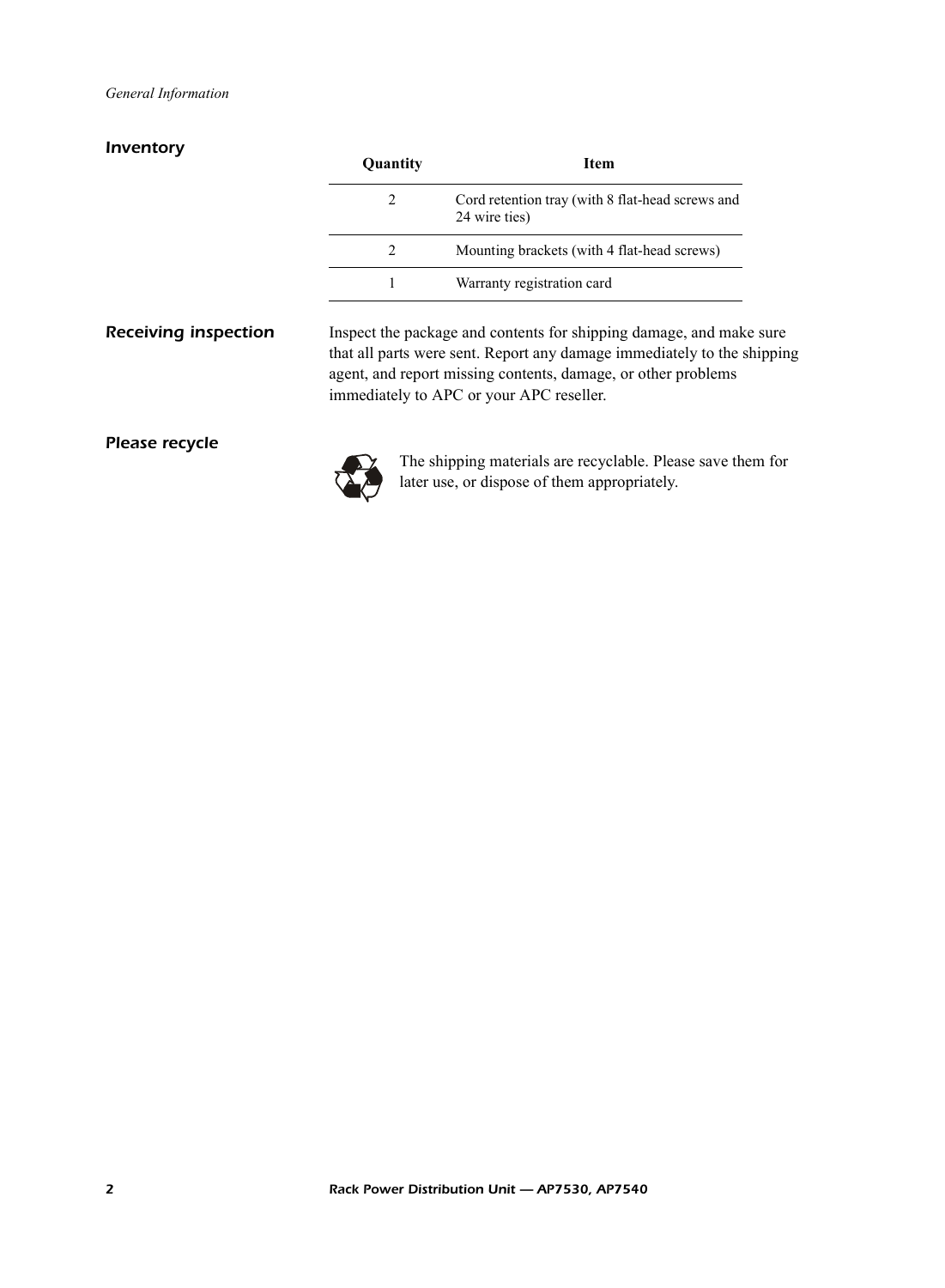## Inventory

| Quantity | Item |
|---|---|
| 2 | Cord retention tray (with 8 flat-head screws and 24 wire ties) |
| 2 | Mounting brackets (with 4 flat-head screws) |
| 1 | Warranty registration card |

## Receiving inspection

Inspect the package and contents for shipping damage, and make sure that all parts were sent. Report any damage immediately to the shipping agent, and report missing contents, damage, or other problems immediately to APC or your APC reseller.

## Please recycle

The shipping materials are recyclable. Please save them for later use, or dispose of them appropriately.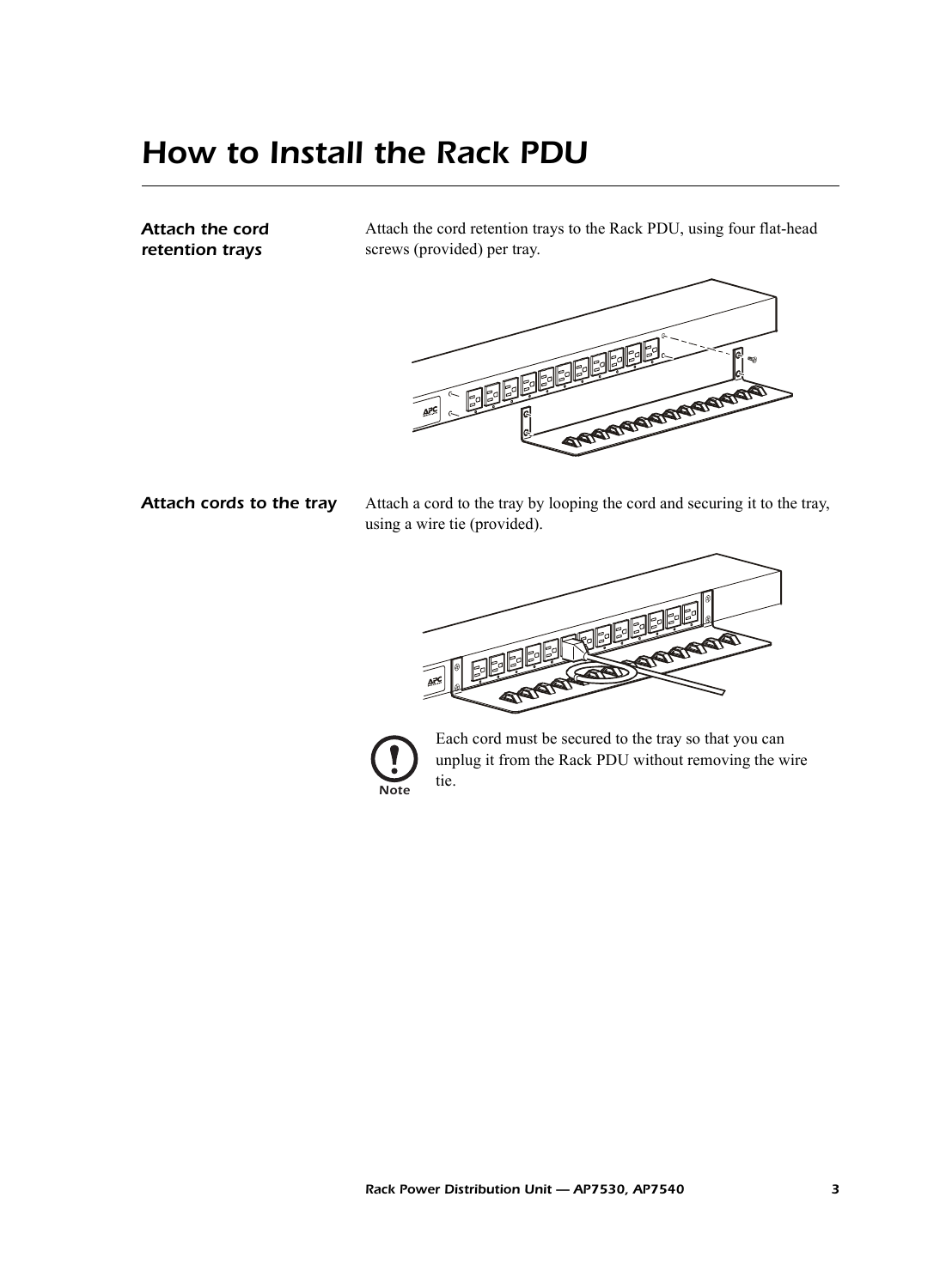# How to Install the Rack PDU

### Attach the cord retention trays

Attach the cord retention trays to the Rack PDU, using four flat-head screws (provided) per tray.

### Attach cords to the tray

Attach a cord to the tray by looping the cord and securing it to the tray, using a wire tie (provided).

**Note:** Each cord must be secured to the tray so that you can unplug it from the Rack PDU without removing the wire tie.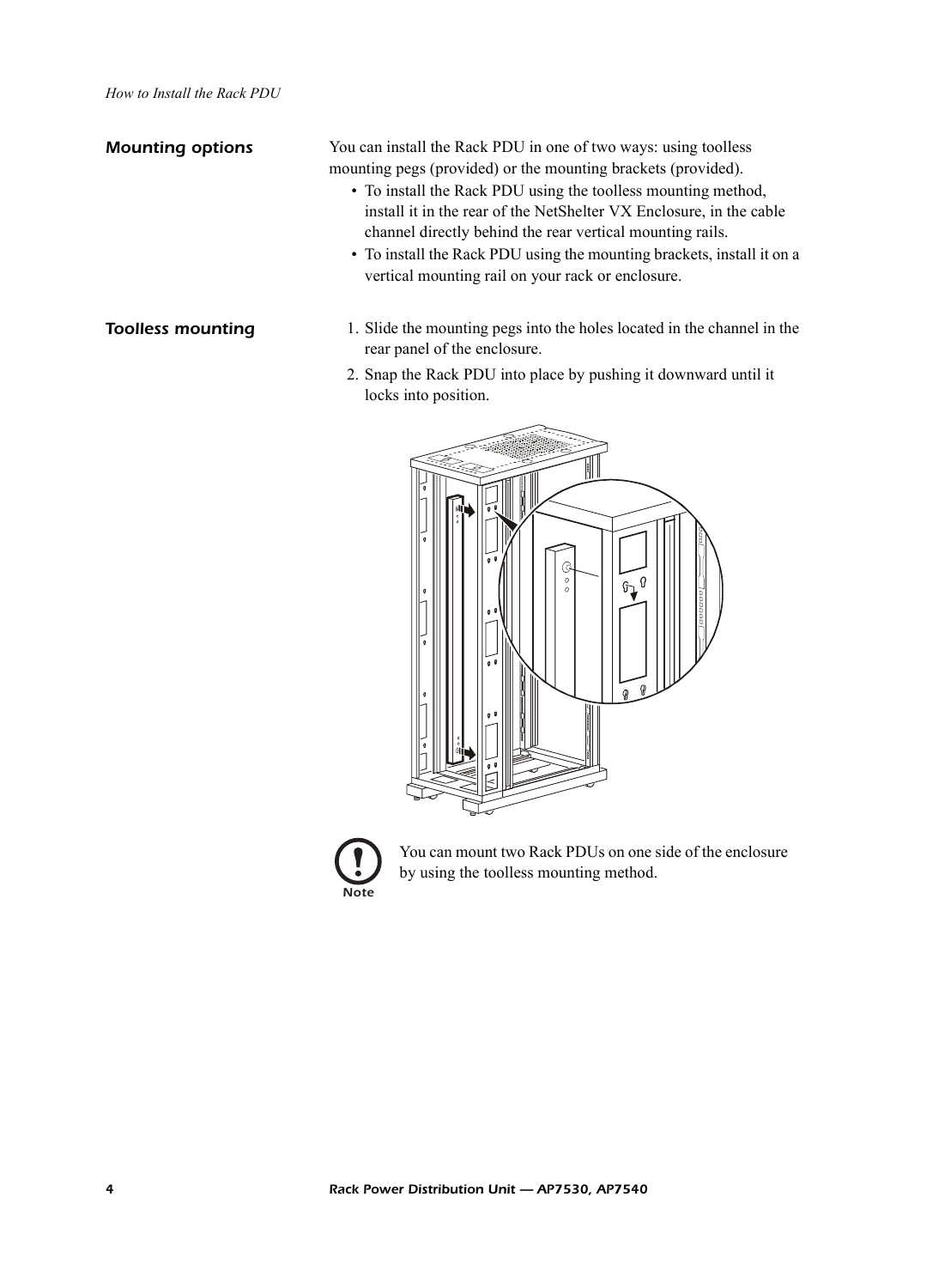## Mounting options

You can install the Rack PDU in one of two ways: using toolless mounting pegs (provided) or the mounting brackets (provided).

- To install the Rack PDU using the toolless mounting method, install it in the rear of the NetShelter VX Enclosure, in the cable channel directly behind the rear vertical mounting rails.
- To install the Rack PDU using the mounting brackets, install it on a vertical mounting rail on your rack or enclosure.

## Toolless mounting

1. Slide the mounting pegs into the holes located in the channel in the rear panel of the enclosure.
2. Snap the Rack PDU into place by pushing it downward until it locks into position.

**Note:** You can mount two Rack PDUs on one side of the enclosure by using the toolless mounting method.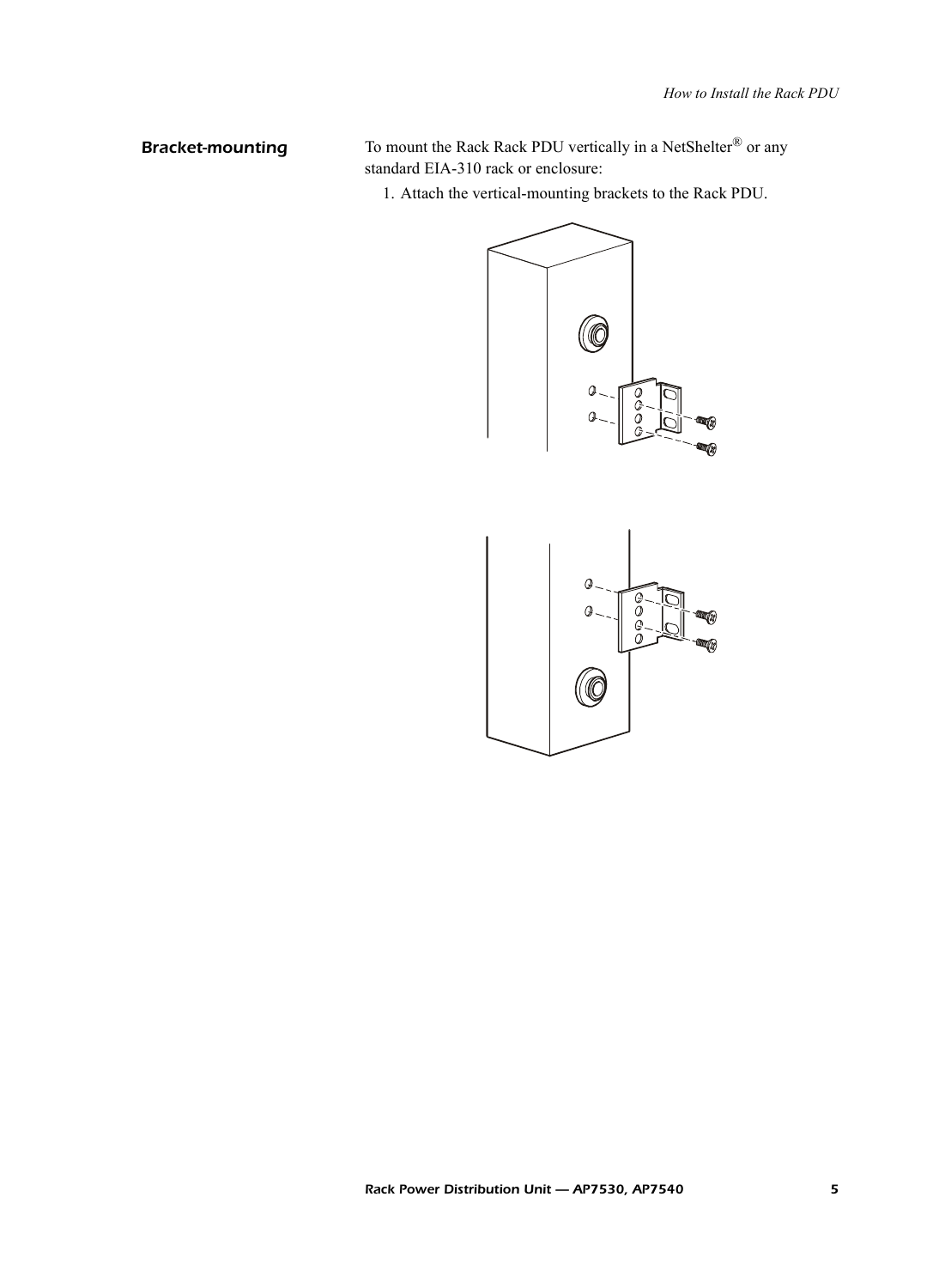## Bracket-mounting

To mount the Rack Rack PDU vertically in a NetShelter® or any standard EIA-310 rack or enclosure:

1. Attach the vertical-mounting brackets to the Rack PDU.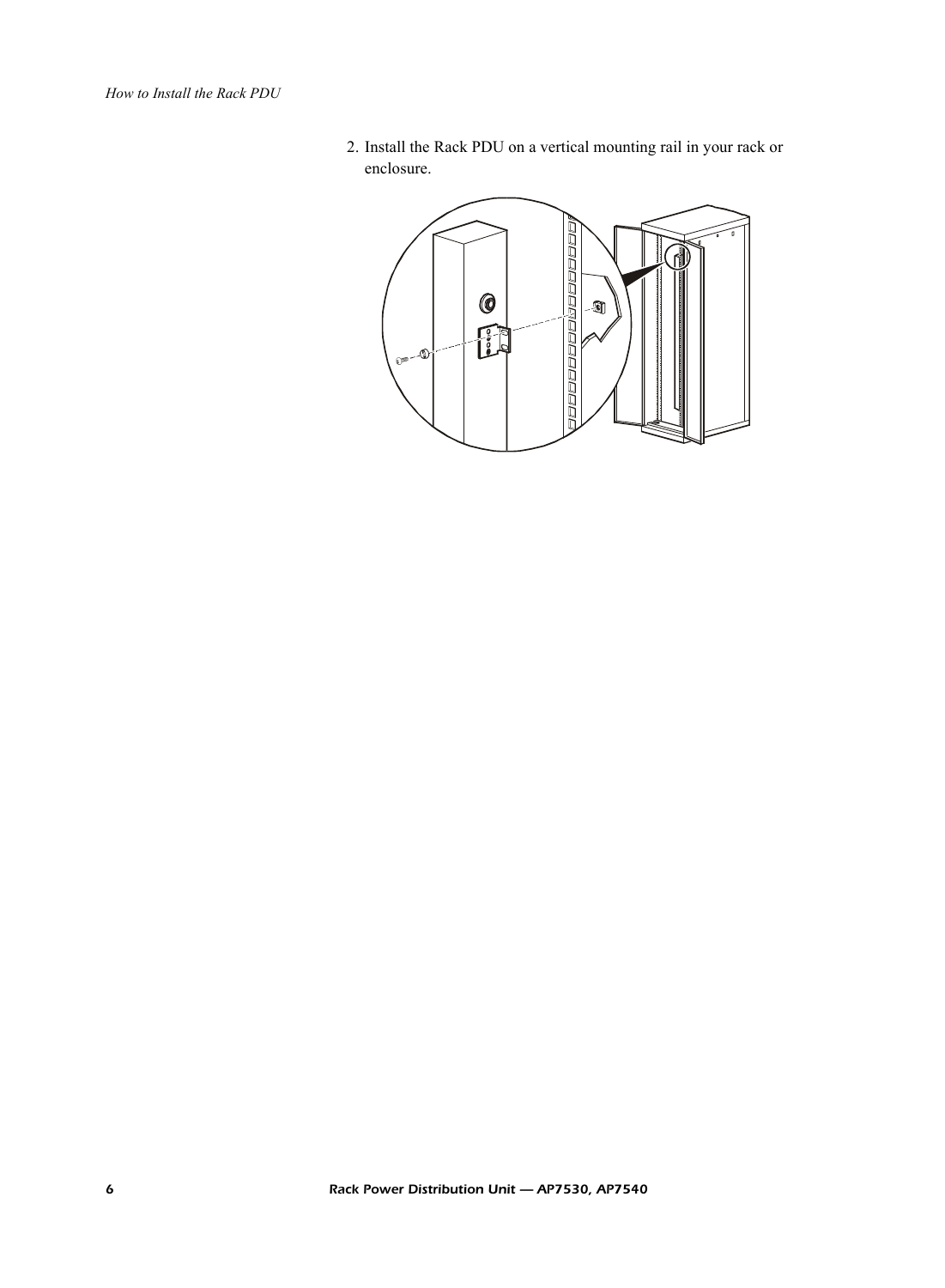2. Install the Rack PDU on a vertical mounting rail in your rack or enclosure.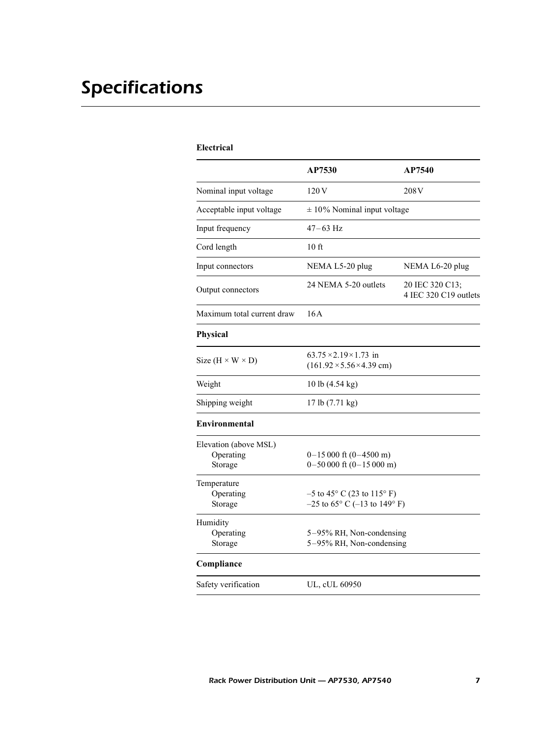# Specifications

**Electrical**

| | AP7530 | AP7540 |
|---|---|---|
| Nominal input voltage | 120 V | 208 V |
| Acceptable input voltage | ± 10% Nominal input voltage | |
| Input frequency | 47 – 63 Hz | |
| Cord length | 10 ft | |
| Input connectors | NEMA L5-20 plug | NEMA L6-20 plug |
| Output connectors | 24 NEMA 5-20 outlets | 20 IEC 320 C13; 4 IEC 320 C19 outlets |
| Maximum total current draw | 16 A | |
| **Physical** | | |
| Size (H × W × D) | 63.75 × 2.19 × 1.73 in (161.92 × 5.56 × 4.39 cm) | |
| Weight | 10 lb (4.54 kg) | |
| Shipping weight | 17 lb (7.71 kg) | |
| **Environmental** | | |
| Elevation (above MSL)<br>Operating<br>Storage | <br>0 – 15 000 ft (0 – 4500 m)<br>0 – 50 000 ft (0 – 15 000 m) | |
| Temperature<br>Operating<br>Storage | <br>–5 to 45° C (23 to 115° F)<br>–25 to 65° C (–13 to 149° F) | |
| Humidity<br>Operating<br>Storage | <br>5 – 95% RH, Non-condensing<br>5 – 95% RH, Non-condensing | |
| **Compliance** | | |
| Safety verification | UL, cUL 60950 | |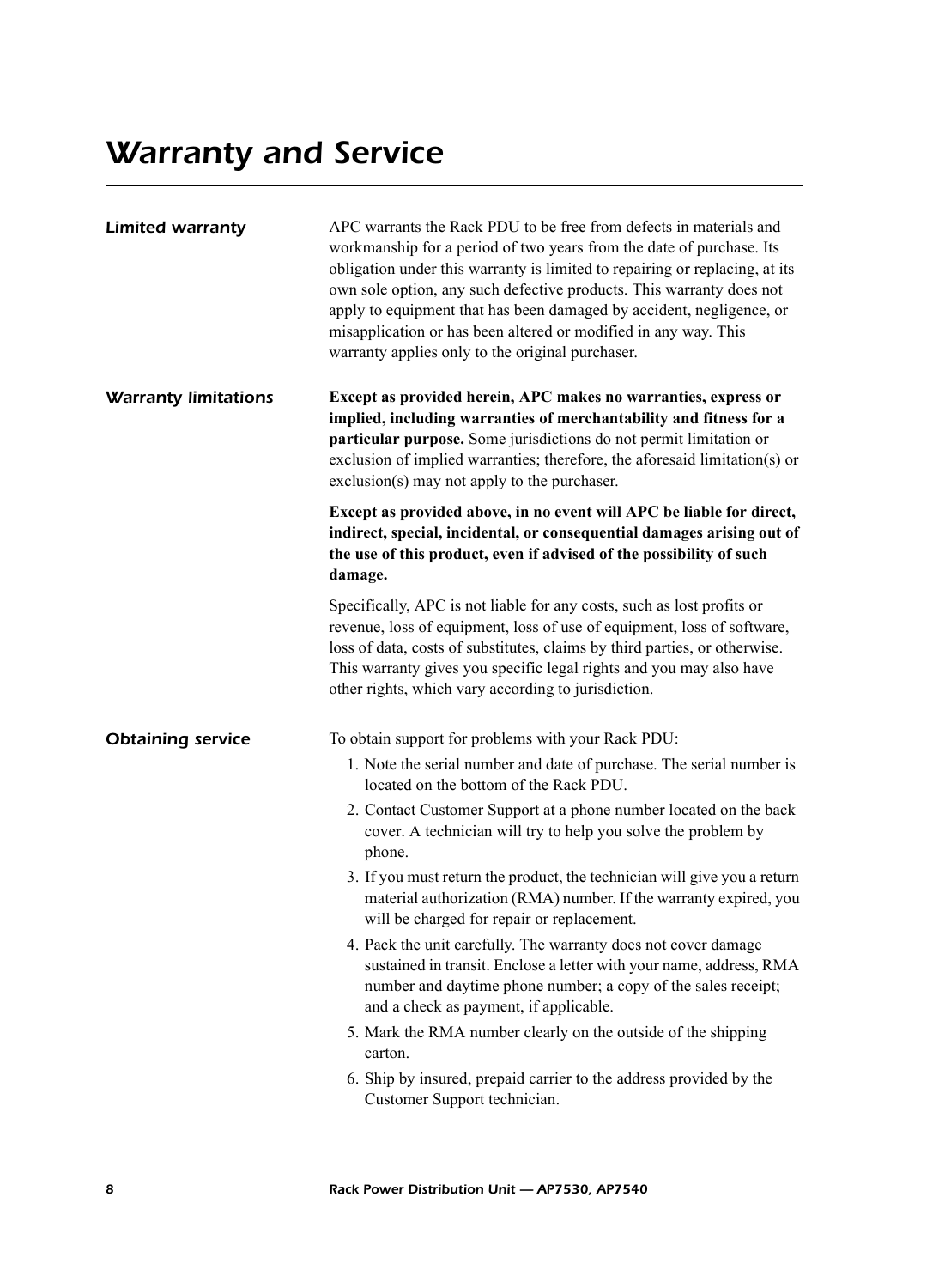# Warranty and Service

## Limited warranty

APC warrants the Rack PDU to be free from defects in materials and workmanship for a period of two years from the date of purchase. Its obligation under this warranty is limited to repairing or replacing, at its own sole option, any such defective products. This warranty does not apply to equipment that has been damaged by accident, negligence, or misapplication or has been altered or modified in any way. This warranty applies only to the original purchaser.

## Warranty limitations

**Except as provided herein, APC makes no warranties, express or implied, including warranties of merchantability and fitness for a particular purpose.** Some jurisdictions do not permit limitation or exclusion of implied warranties; therefore, the aforesaid limitation(s) or exclusion(s) may not apply to the purchaser.

**Except as provided above, in no event will APC be liable for direct, indirect, special, incidental, or consequential damages arising out of the use of this product, even if advised of the possibility of such damage.**

Specifically, APC is not liable for any costs, such as lost profits or revenue, loss of equipment, loss of use of equipment, loss of software, loss of data, costs of substitutes, claims by third parties, or otherwise. This warranty gives you specific legal rights and you may also have other rights, which vary according to jurisdiction.

## Obtaining service

To obtain support for problems with your Rack PDU:

1. Note the serial number and date of purchase. The serial number is located on the bottom of the Rack PDU.
2. Contact Customer Support at a phone number located on the back cover. A technician will try to help you solve the problem by phone.
3. If you must return the product, the technician will give you a return material authorization (RMA) number. If the warranty expired, you will be charged for repair or replacement.
4. Pack the unit carefully. The warranty does not cover damage sustained in transit. Enclose a letter with your name, address, RMA number and daytime phone number; a copy of the sales receipt; and a check as payment, if applicable.
5. Mark the RMA number clearly on the outside of the shipping carton.
6. Ship by insured, prepaid carrier to the address provided by the Customer Support technician.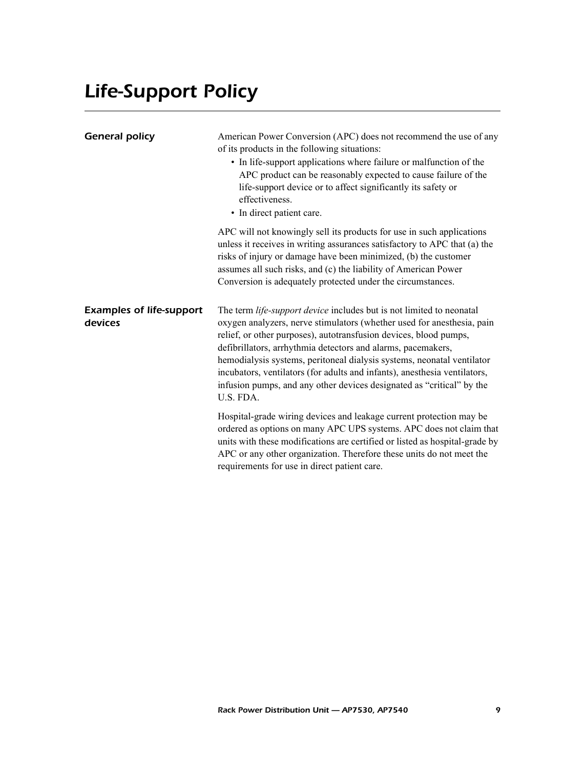# *Life-Support Policy*

## *General policy*

American Power Conversion (APC) does not recommend the use of any of its products in the following situations:

- In life-support applications where failure or malfunction of the APC product can be reasonably expected to cause failure of the life-support device or to affect significantly its safety or effectiveness.
- In direct patient care.

APC will not knowingly sell its products for use in such applications unless it receives in writing assurances satisfactory to APC that (a) the risks of injury or damage have been minimized, (b) the customer assumes all such risks, and (c) the liability of American Power Conversion is adequately protected under the circumstances.

## *Examples of life-support devices*

The term *life-support device* includes but is not limited to neonatal oxygen analyzers, nerve stimulators (whether used for anesthesia, pain relief, or other purposes), autotransfusion devices, blood pumps, defibrillators, arrhythmia detectors and alarms, pacemakers, hemodialysis systems, peritoneal dialysis systems, neonatal ventilator incubators, ventilators (for adults and infants), anesthesia ventilators, infusion pumps, and any other devices designated as "critical" by the U.S. FDA.

Hospital-grade wiring devices and leakage current protection may be ordered as options on many APC UPS systems. APC does not claim that units with these modifications are certified or listed as hospital-grade by APC or any other organization. Therefore these units do not meet the requirements for use in direct patient care.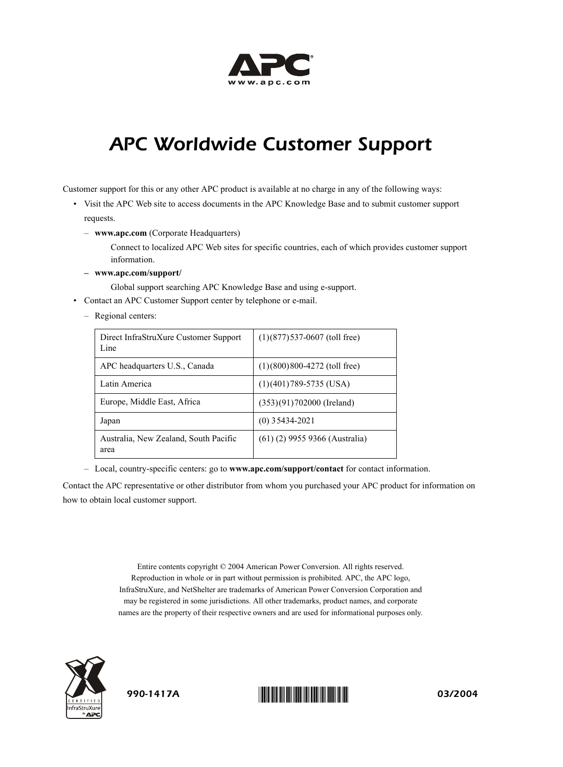# APC Worldwide Customer Support

Customer support for this or any other APC product is available at no charge in any of the following ways:

- Visit the APC Web site to access documents in the APC Knowledge Base and to submit customer support requests.
  - **www.apc.com** (Corporate Headquarters)
    
    Connect to localized APC Web sites for specific countries, each of which provides customer support information.
  - **www.apc.com/support/**
    
    Global support searching APC Knowledge Base and using e-support.
- Contact an APC Customer Support center by telephone or e-mail.
  - Regional centers:

| | |
|---|---|
| Direct InfraStruXure Customer Support Line | (1)(877)537-0607 (toll free) |
| APC headquarters U.S., Canada | (1)(800)800-4272 (toll free) |
| Latin America | (1)(401)789-5735 (USA) |
| Europe, Middle East, Africa | (353)(91)702000 (Ireland) |
| Japan | (0) 35434-2021 |
| Australia, New Zealand, South Pacific area | (61) (2) 9955 9366 (Australia) |

  - Local, country-specific centers: go to **www.apc.com/support/contact** for contact information.

Contact the APC representative or other distributor from whom you purchased your APC product for information on how to obtain local customer support.

Entire contents copyright © 2004 American Power Conversion. All rights reserved. Reproduction in whole or in part without permission is prohibited. APC, the APC logo, InfraStruXure, and NetShelter are trademarks of American Power Conversion Corporation and may be registered in some jurisdictions. All other trademarks, product names, and corporate names are the property of their respective owners and are used for informational purposes only.

990-1417A

03/2004